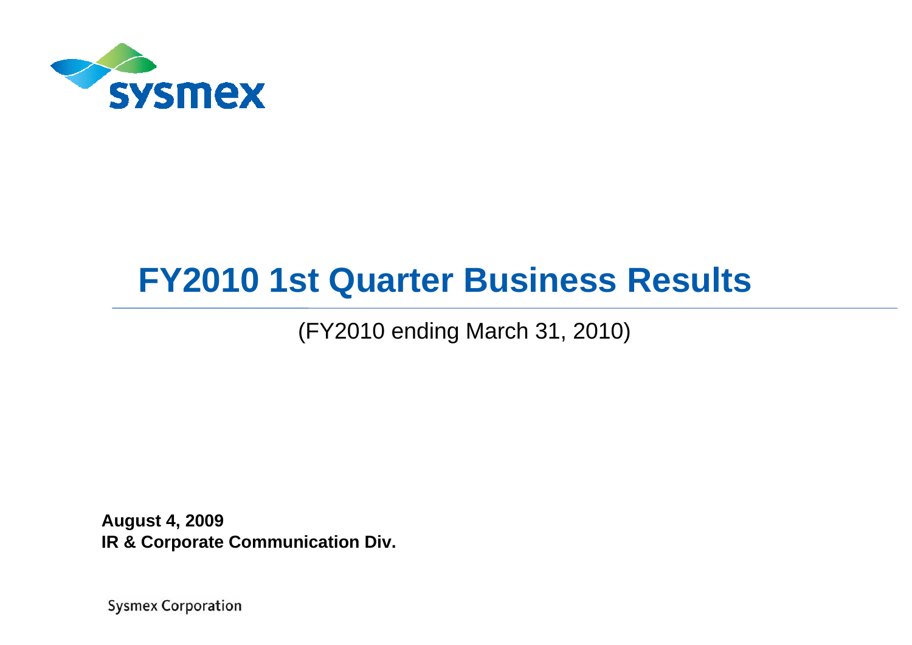sysmex

# FY2010 1st Quarter Business Results

(FY2010 ending March 31, 2010)

**August 4, 2009**
**IR & Corporate Communication Div.**

Sysmex Corporation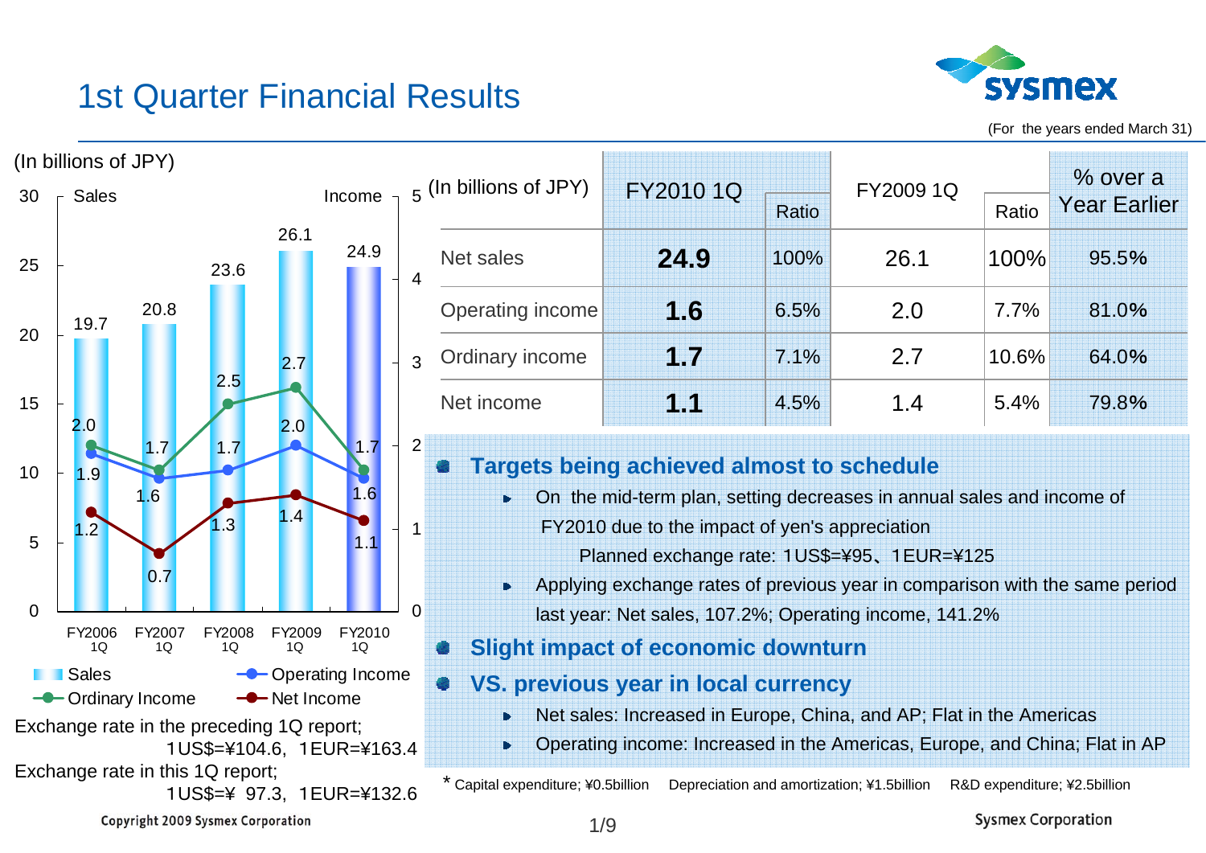# 1st Quarter Financial Results

(For the years ended March 31)

(In billions of JPY)

| | FY2006 1Q | FY2007 1Q | FY2008 1Q | FY2009 1Q | FY2010 1Q |
|---|---|---|---|---|---|
| Sales | 19.7 | 20.8 | 23.6 | 26.1 | 24.9 |
| Operating Income | 1.9 | 1.6 | 1.7 | 2.0 | 1.6 |
| Ordinary Income | 2.0 | 1.7 | 2.5 | 2.7 | 1.7 |
| Net Income | 1.2 | 0.7 | 1.3 | 1.4 | 1.1 |

Exchange rate in the preceding 1Q report;
1US$=¥104.6, 1EUR=¥163.4

Exchange rate in this 1Q report;
1US$=¥ 97.3, 1EUR=¥132.6

| (In billions of JPY) | FY2010 1Q | Ratio | FY2009 1Q | Ratio | % over a Year Earlier |
|---|---|---|---|---|---|
| Net sales | **24.9** | 100% | 26.1 | 100% | 95.5% |
| Operating income | **1.6** | 6.5% | 2.0 | 7.7% | 81.0% |
| Ordinary income | **1.7** | 7.1% | 2.7 | 10.6% | 64.0% |
| Net income | **1.1** | 4.5% | 1.4 | 5.4% | 79.8% |

- **Targets being achieved almost to schedule**
  - On the mid-term plan, setting decreases in annual sales and income of FY2010 due to the impact of yen's appreciation
    Planned exchange rate: 1US$=¥95、1EUR=¥125
  - Applying exchange rates of previous year in comparison with the same period last year: Net sales, 107.2%; Operating income, 141.2%
- **Slight impact of economic downturn**
- **VS. previous year in local currency**
  - Net sales: Increased in Europe, China, and AP; Flat in the Americas
  - Operating income: Increased in the Americas, Europe, and China; Flat in AP

\* Capital expenditure; ¥0.5billion Depreciation and amortization; ¥1.5billion R&D expenditure; ¥2.5billion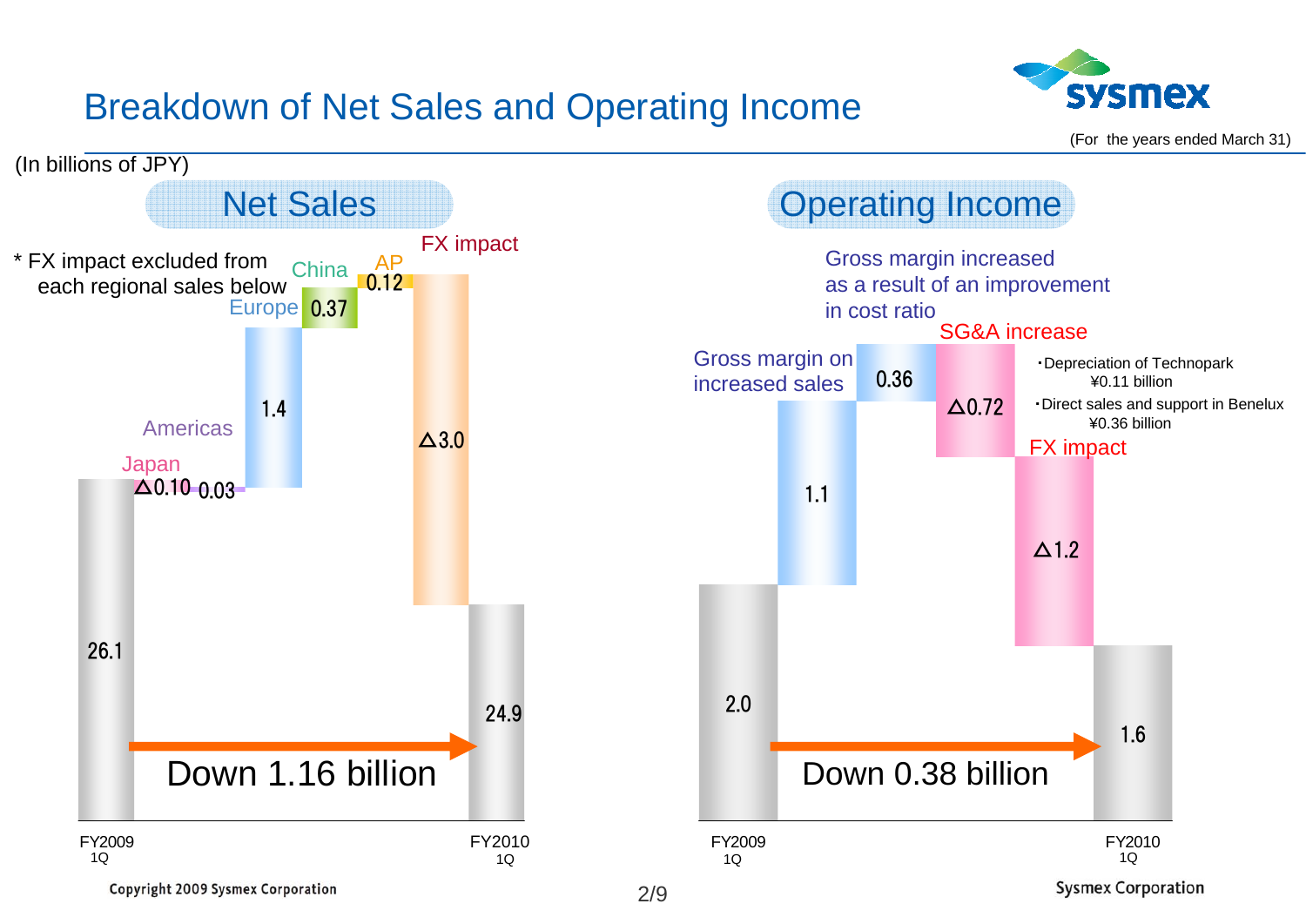# Breakdown of Net Sales and Operating Income

(For the years ended March 31)

(In billions of JPY)

## Net Sales

* FX impact excluded from each regional sales below

| Item | Amount |
| --- | --- |
| FY2009 1Q | 26.1 |
| Japan | △0.10 |
| Americas | 0.03 |
| Europe | 1.4 |
| China | 0.37 |
| AP | 0.12 |
| FX impact | △3.0 |
| FY2010 1Q | 24.9 |

Down 1.16 billion

## Operating Income

| Item | Amount |
| --- | --- |
| FY2009 1Q | 2.0 |
| Gross margin on increased sales | 1.1 |
| Gross margin increased as a result of an improvement in cost ratio | 0.36 |
| SG&A increase | △0.72 |
| FX impact | △1.2 |
| FY2010 1Q | 1.6 |

SG&A increase:
- Depreciation of Technopark ¥0.11 billion
- Direct sales and support in Benelux ¥0.36 billion

Down 0.38 billion

Copyright 2009 Sysmex Corporation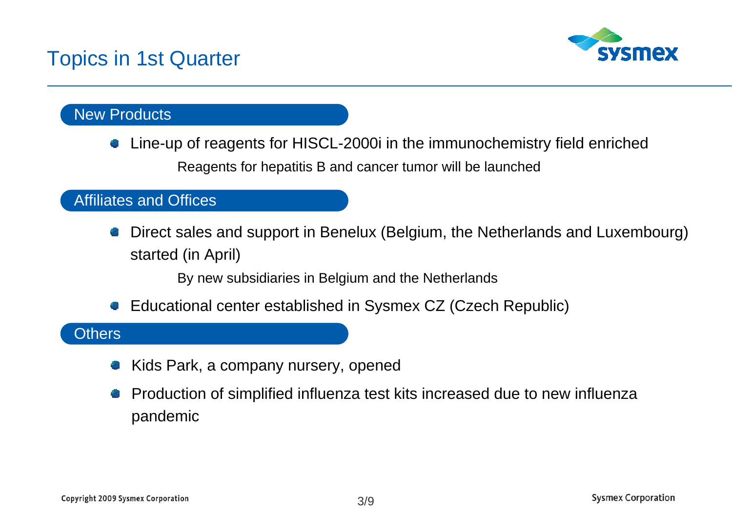# Topics in 1st Quarter

## New Products

- Line-up of reagents for HISCL-2000i in the immunochemistry field enriched
  - Reagents for hepatitis B and cancer tumor will be launched

## Affiliates and Offices

- Direct sales and support in Benelux (Belgium, the Netherlands and Luxembourg) started (in April)
  - By new subsidiaries in Belgium and the Netherlands
- Educational center established in Sysmex CZ (Czech Republic)

## Others

- Kids Park, a company nursery, opened
- Production of simplified influenza test kits increased due to new influenza pandemic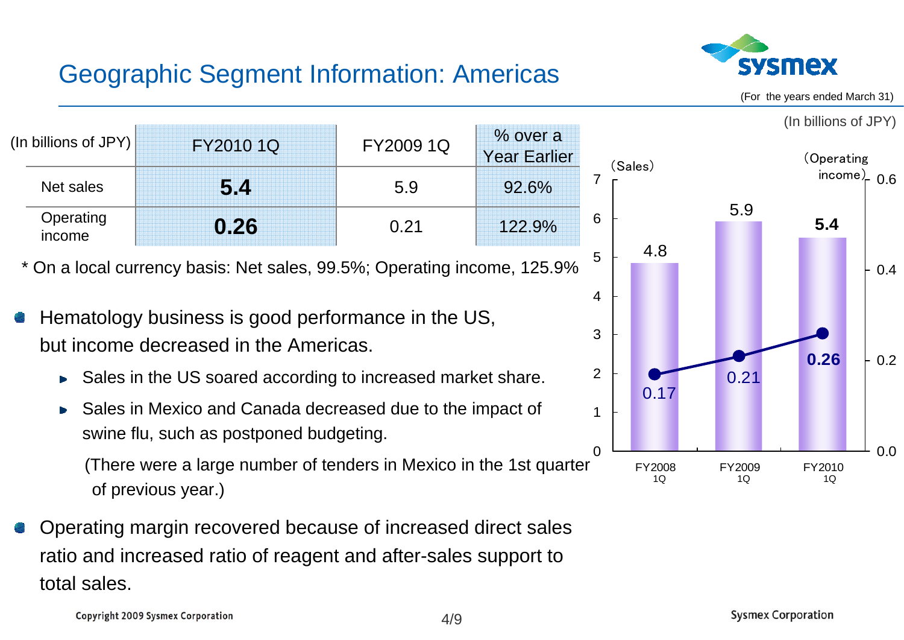# Geographic Segment Information: Americas

(For the years ended March 31)

(In billions of JPY)

| (In billions of JPY) | FY2010 1Q | FY2009 1Q | % over a Year Earlier |
|---|---|---|---|
| Net sales | **5.4** | 5.9 | 92.6% |
| Operating income | **0.26** | 0.21 | 122.9% |

\* On a local currency basis: Net sales, 99.5%; Operating income, 125.9%

- Hematology business is good performance in the US, but income decreased in the Americas.
  - Sales in the US soared according to increased market share.
  - Sales in Mexico and Canada decreased due to the impact of swine flu, such as postponed budgeting.

    (There were a large number of tenders in Mexico in the 1st quarter of previous year.)
- Operating margin recovered because of increased direct sales ratio and increased ratio of reagent and after-sales support to total sales.

| | FY2008 1Q | FY2009 1Q | FY2010 1Q |
|---|---|---|---|
| Sales | 4.8 | 5.9 | **5.4** |
| Operating income | 0.17 | 0.21 | **0.26** |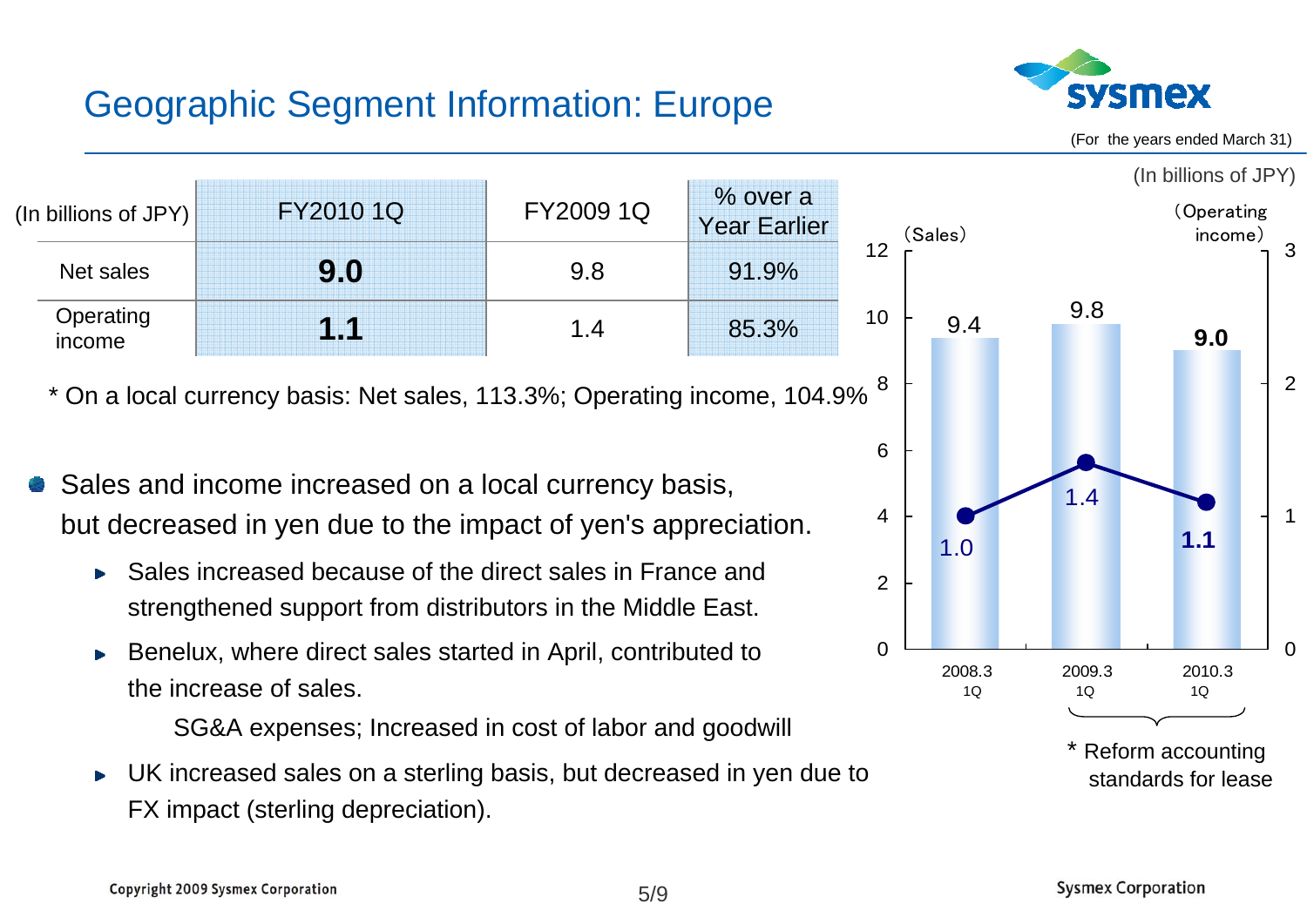# Geographic Segment Information: Europe

(For the years ended March 31)

| (In billions of JPY) | FY2010 1Q | FY2009 1Q | % over a Year Earlier |
|---|---|---|---|
| Net sales | **9.0** | 9.8 | 91.9% |
| Operating income | **1.1** | 1.4 | 85.3% |

\* On a local currency basis: Net sales, 113.3%; Operating income, 104.9%

- Sales and income increased on a local currency basis, but decreased in yen due to the impact of yen's appreciation.
  - Sales increased because of the direct sales in France and strengthened support from distributors in the Middle East.
  - Benelux, where direct sales started in April, contributed to the increase of sales.

    SG&A expenses; Increased in cost of labor and goodwill
  - UK increased sales on a sterling basis, but decreased in yen due to FX impact (sterling depreciation).

(In billions of JPY)

| | 2008.3 1Q | 2009.3 1Q | 2010.3 1Q |
|---|---|---|---|
| Sales | 9.4 | 9.8 | **9.0** |
| Operating income | 1.0 | 1.4 | **1.1** |

\* Reform accounting standards for lease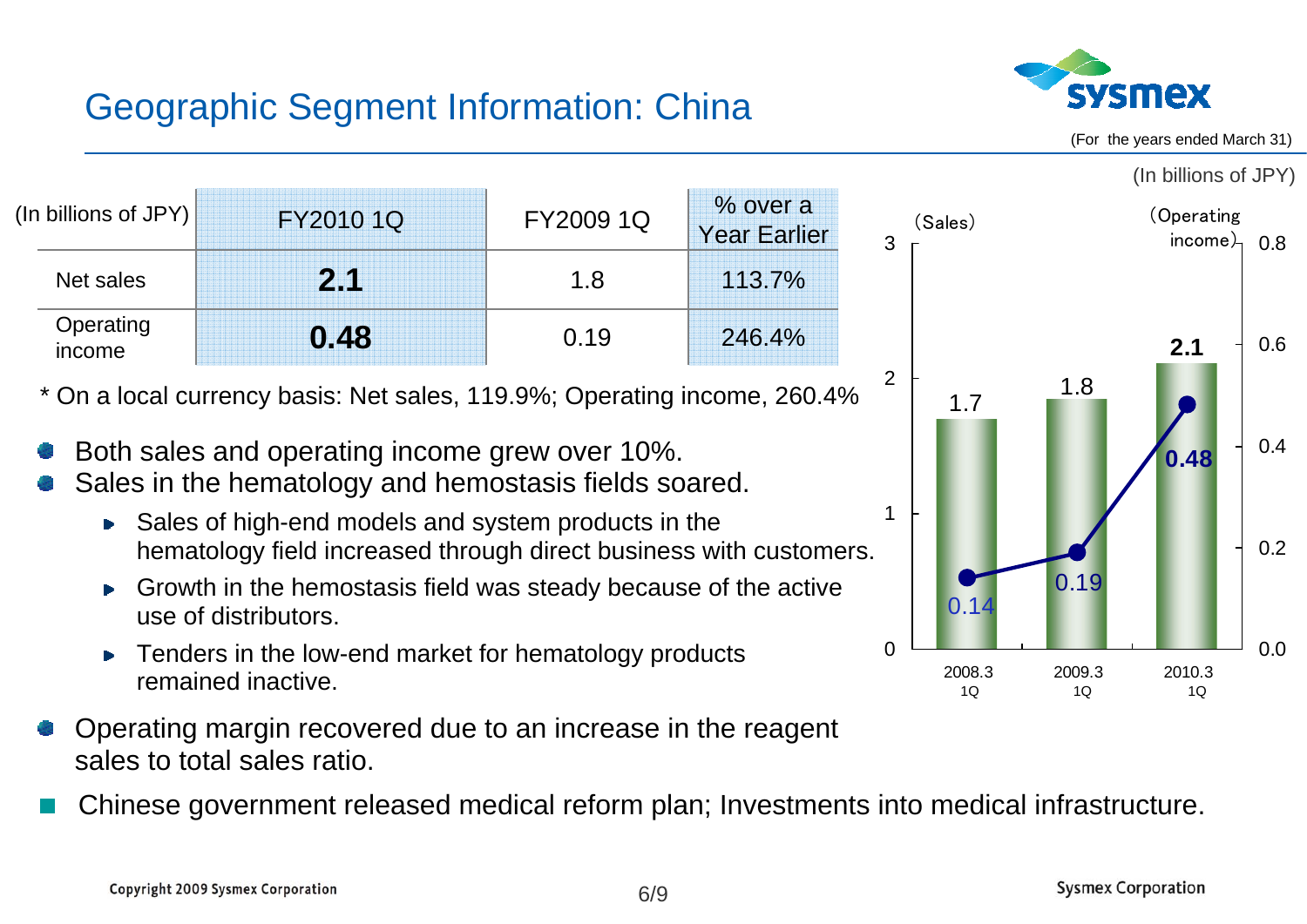# Geographic Segment Information: China

(For the years ended March 31)

| (In billions of JPY) | FY2010 1Q | FY2009 1Q | % over a Year Earlier |
|---|---|---|---|
| Net sales | **2.1** | 1.8 | 113.7% |
| Operating income | **0.48** | 0.19 | 246.4% |

* On a local currency basis: Net sales, 119.9%; Operating income, 260.4%

- Both sales and operating income grew over 10%.
- Sales in the hematology and hemostasis fields soared.
  - Sales of high-end models and system products in the hematology field increased through direct business with customers.
  - Growth in the hemostasis field was steady because of the active use of distributors.
  - Tenders in the low-end market for hematology products remained inactive.
- Operating margin recovered due to an increase in the reagent sales to total sales ratio.

- Chinese government released medical reform plan; Investments into medical infrastructure.

(In billions of JPY)

| | 2008.3 1Q | 2009.3 1Q | 2010.3 1Q |
|---|---|---|---|
| Sales | 1.7 | 1.8 | 2.1 |
| Operating income | 0.14 | 0.19 | 0.48 |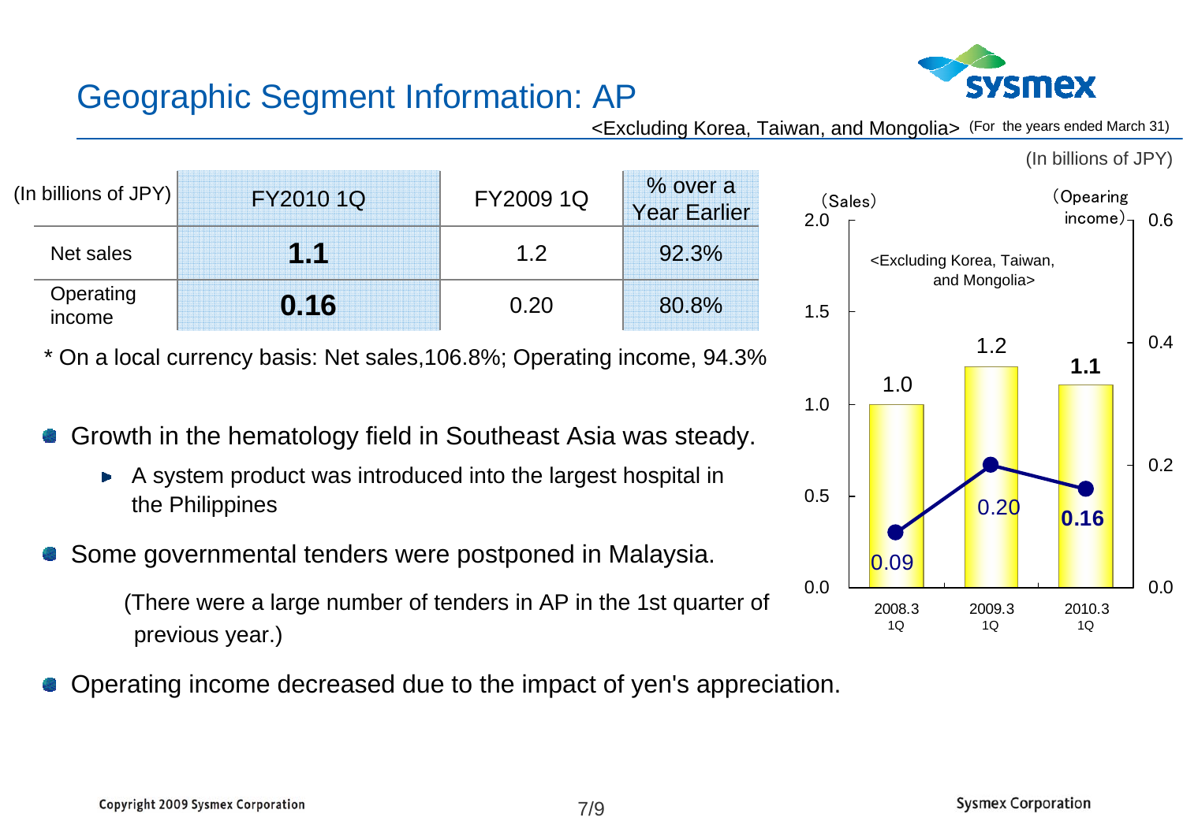# Geographic Segment Information: AP

<Excluding Korea, Taiwan, and Mongolia> (For the years ended March 31)

(In billions of JPY)

| (In billions of JPY) | FY2010 1Q | FY2009 1Q | % over a Year Earlier |
|---|---|---|---|
| Net sales | **1.1** | 1.2 | 92.3% |
| Operating income | **0.16** | 0.20 | 80.8% |

* On a local currency basis: Net sales,106.8%; Operating income, 94.3%

(Sales) (Opearing income)

<Excluding Korea, Taiwan, and Mongolia>

| | 2008.3 1Q | 2009.3 1Q | 2010.3 1Q |
|---|---|---|---|
| Sales | 1.0 | 1.2 | **1.1** |
| Operating income | 0.09 | 0.20 | **0.16** |

- Growth in the hematology field in Southeast Asia was steady.
  - A system product was introduced into the largest hospital in the Philippines
- Some governmental tenders were postponed in Malaysia.

  (There were a large number of tenders in AP in the 1st quarter of previous year.)
- Operating income decreased due to the impact of yen's appreciation.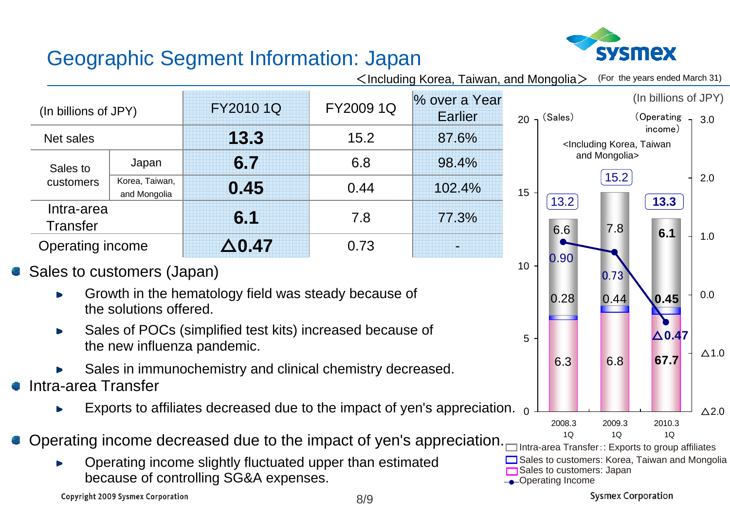# Geographic Segment Information: Japan

＜Including Korea, Taiwan, and Mongolia＞ (For the years ended March 31)

| (In billions of JPY) | | FY2010 1Q | FY2009 1Q | % over a Year Earlier |
|---|---|---|---|---|
| Net sales | | **13.3** | 15.2 | 87.6% |
| Sales to customers | Japan | **6.7** | 6.8 | 98.4% |
| | Korea, Taiwan, and Mongolia | **0.45** | 0.44 | 102.4% |
| Intra-area Transfer | | **6.1** | 7.8 | 77.3% |
| Operating income | | **△0.47** | 0.73 | - |

- Sales to customers (Japan)
  - Growth in the hematology field was steady because of the solutions offered.
  - Sales of POCs (simplified test kits) increased because of the new influenza pandemic.
  - Sales in immunochemistry and clinical chemistry decreased.
- Intra-area Transfer
  - Exports to affiliates decreased due to the impact of yen's appreciation.
- Operating income decreased due to the impact of yen's appreciation.
  - Operating income slightly fluctuated upper than estimated because of controlling SG&A expenses.

(In billions of JPY)

(Sales) (Operating income)

<Including Korea, Taiwan and Mongolia>

| | 2008.3 1Q | 2009.3 1Q | 2010.3 1Q |
|---|---|---|---|
| Net sales | 13.2 | 15.2 | **13.3** |
| Intra-area Transfer | 6.6 | 7.8 | **6.1** |
| Sales to customers: Korea, Taiwan and Mongolia | 0.28 | 0.44 | **0.45** |
| Sales to customers: Japan | 6.3 | 6.8 | **67.7** |
| Operating Income | 0.90 | 0.73 | **△0.47** |

- Intra-area Transfer:: Exports to group affiliates
- Sales to customers: Korea, Taiwan and Mongolia
- Sales to customers: Japan
- Operating Income

Copyright 2009 Sysmex Corporation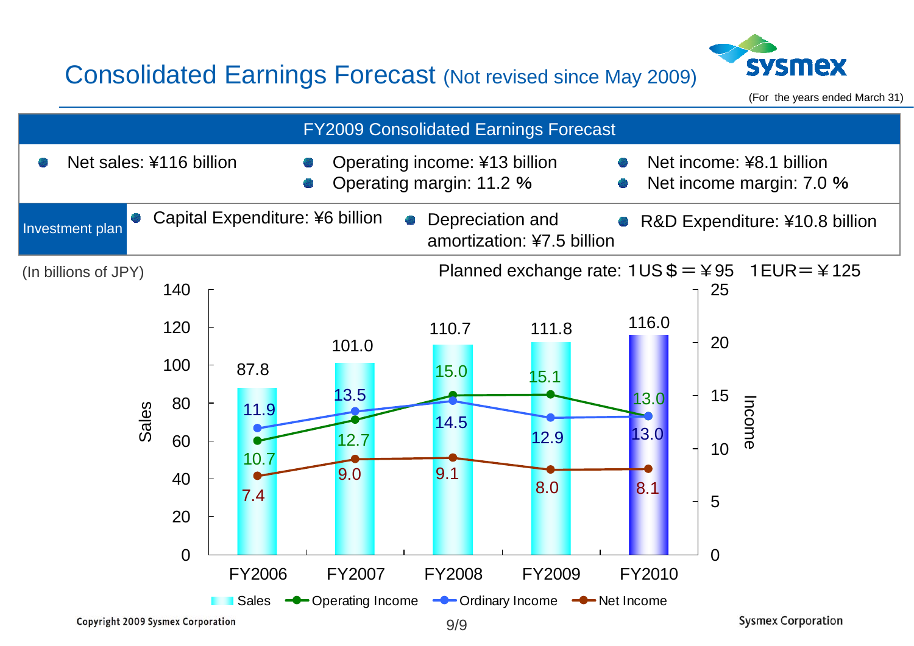# Consolidated Earnings Forecast (Not revised since May 2009)

(For the years ended March 31)

## FY2009 Consolidated Earnings Forecast

- Net sales: ¥116 billion
- Operating income: ¥13 billion
- Operating margin: 11.2 %
- Net income: ¥8.1 billion
- Net income margin: 7.0 %

**Investment plan**

- Capital Expenditure: ¥6 billion
- Depreciation and amortization: ¥7.5 billion
- R&D Expenditure: ¥10.8 billion

(In billions of JPY)

Planned exchange rate: 1US＄＝￥95　1EUR＝￥125

| | FY2006 | FY2007 | FY2008 | FY2009 | FY2010 |
|---|---|---|---|---|---|
| Sales | 87.8 | 101.0 | 110.7 | 111.8 | 116.0 |
| Operating Income | 10.7 | 12.7 | 15.0 | 15.1 | 13.0 |
| Ordinary Income | 11.9 | 13.5 | 14.5 | 12.9 | 13.0 |
| Net Income | 7.4 | 9.0 | 9.1 | 8.0 | 8.1 |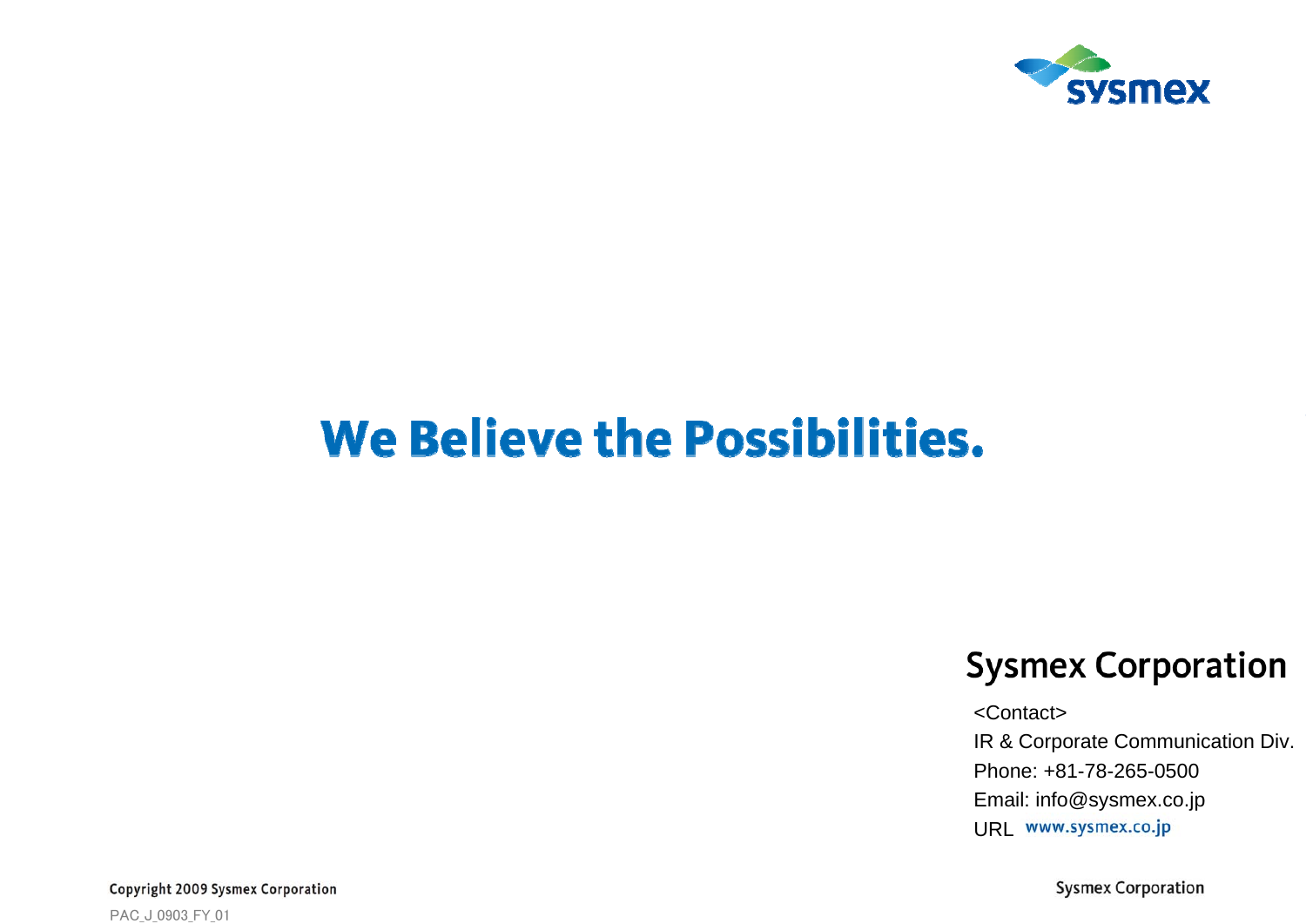sysmex

# We Believe the Possibilities.

## Sysmex Corporation

<Contact>

IR & Corporate Communication Div.

Phone: +81-78-265-0500

Email: info@sysmex.co.jp

URL www.sysmex.co.jp

Copyright 2009 Sysmex Corporation

PAC_J_0903_FY_01